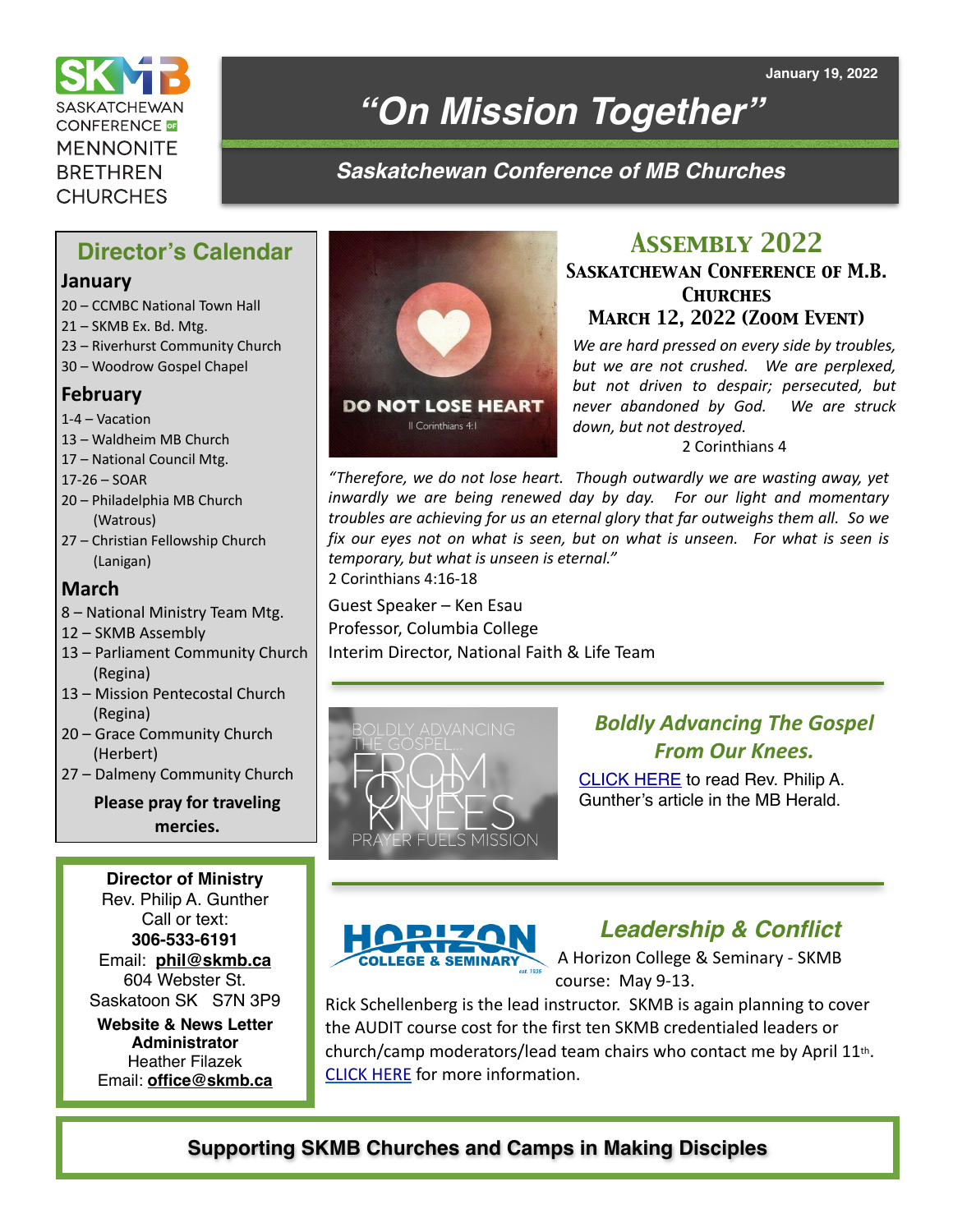SKMB
SASKATCHEWAN CONFERENCE OF MENNONITE BRETHREN CHURCHES

January 19, 2022

# "On Mission Together"

## Saskatchewan Conference of MB Churches

## Director's Calendar

### January

- 20 – CCMBC National Town Hall
- 21 – SKMB Ex. Bd. Mtg.
- 23 – Riverhurst Community Church
- 30 – Woodrow Gospel Chapel

### February

- 1-4 – Vacation
- 13 – Waldheim MB Church
- 17 – National Council Mtg.
- 17-26 – SOAR
- 20 – Philadelphia MB Church (Watrous)
- 27 – Christian Fellowship Church (Lanigan)

### March

- 8 – National Ministry Team Mtg.
- 12 – SKMB Assembly
- 13 – Parliament Community Church (Regina)
- 13 – Mission Pentecostal Church (Regina)
- 20 – Grace Community Church (Herbert)
- 27 – Dalmeny Community Church

**Please pray for traveling mercies.**

**Director of Ministry**
Rev. Philip A. Gunther
Call or text:
**306-533-6191**
Email: **phil@skmb.ca**
604 Webster St.
Saskatoon SK S7N 3P9

**Website & News Letter Administrator**
Heather Filazek
Email: **office@skmb.ca**

DO NOT LOSE HEART
II Corinthians 4:1

## Assembly 2022

### Saskatchewan Conference of M.B. Churches
### March 12, 2022 (Zoom Event)

*We are hard pressed on every side by troubles, but we are not crushed. We are perplexed, but not driven to despair; persecuted, but never abandoned by God. We are struck down, but not destroyed.*
2 Corinthians 4

*"Therefore, we do not lose heart. Though outwardly we are wasting away, yet inwardly we are being renewed day by day. For our light and momentary troubles are achieving for us an eternal glory that far outweighs them all. So we fix our eyes not on what is seen, but on what is unseen. For what is seen is temporary, but what is unseen is eternal."*
2 Corinthians 4:16-18

Guest Speaker – Ken Esau
Professor, Columbia College
Interim Director, National Faith & Life Team

---

BOLDLY ADVANCING THE GOSPEL... FROM OUR KNEES
PRAYER FUELS MISSION

## *Boldly Advancing The Gospel From Our Knees.*

CLICK HERE to read Rev. Philip A. Gunther's article in the MB Herald.

---

HORIZON COLLEGE & SEMINARY est. 1935

## *Leadership & Conflict*

A Horizon College & Seminary - SKMB course: May 9-13.

Rick Schellenberg is the lead instructor. SKMB is again planning to cover the AUDIT course cost for the first ten SKMB credentialed leaders or church/camp moderators/lead team chairs who contact me by April 11th. CLICK HERE for more information.

**Supporting SKMB Churches and Camps in Making Disciples**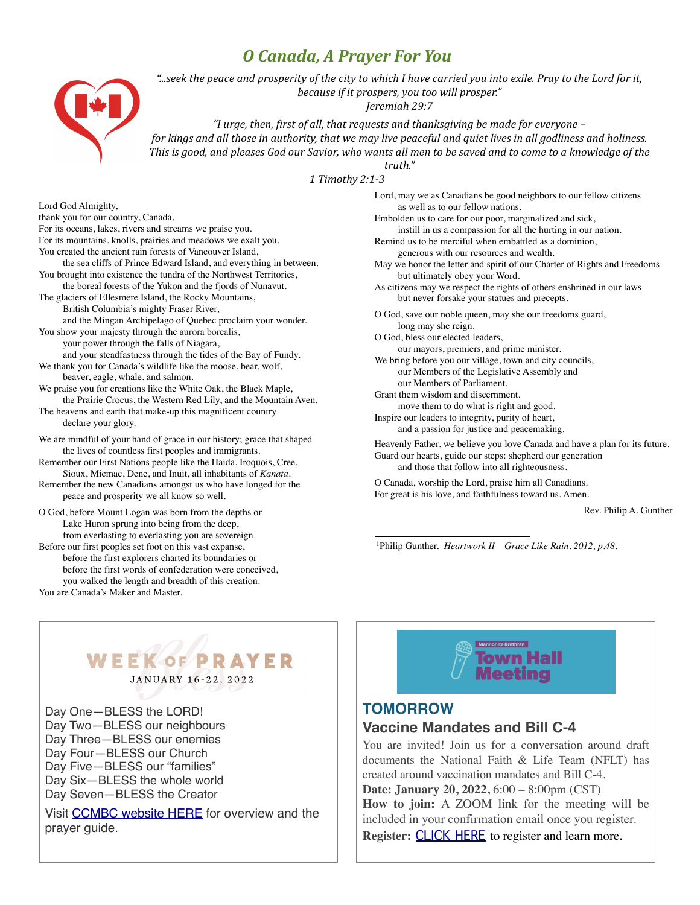# *O Canada, A Prayer For You*

*"...seek the peace and prosperity of the city to which I have carried you into exile. Pray to the Lord for it, because if it prospers, you too will prosper."*
*Jeremiah 29:7*

*"I urge, then, first of all, that requests and thanksgiving be made for everyone – for kings and all those in authority, that we may live peaceful and quiet lives in all godliness and holiness. This is good, and pleases God our Savior, who wants all men to be saved and to come to a knowledge of the truth."*
*1 Timothy 2:1-3*

Lord God Almighty,
thank you for our country, Canada.
For its oceans, lakes, rivers and streams we praise you.
For its mountains, knolls, prairies and meadows we exalt you.
You created the ancient rain forests of Vancouver Island,
the sea cliffs of Prince Edward Island, and everything in between.
You brought into existence the tundra of the Northwest Territories,
the boreal forests of the Yukon and the fjords of Nunavut.
The glaciers of Ellesmere Island, the Rocky Mountains,
British Columbia's mighty Fraser River,
and the Mingan Archipelago of Quebec proclaim your wonder.
You show your majesty through the aurora borealis,
your power through the falls of Niagara,
and your steadfastness through the tides of the Bay of Fundy.
We thank you for Canada's wildlife like the moose, bear, wolf,
beaver, eagle, whale, and salmon.
We praise you for creations like the White Oak, the Black Maple,
the Prairie Crocus, the Western Red Lily, and the Mountain Aven.
The heavens and earth that make-up this magnificent country
declare your glory.

We are mindful of your hand of grace in our history; grace that shaped
the lives of countless first peoples and immigrants.
Remember our First Nations people like the Haida, Iroquois, Cree,
Sioux, Micmac, Dene, and Inuit, all inhabitants of *Kanata*.
Remember the new Canadians amongst us who have longed for the
peace and prosperity we all know so well.

O God, before Mount Logan was born from the depths or
Lake Huron sprung into being from the deep,
from everlasting to everlasting you are sovereign.
Before our first peoples set foot on this vast expanse,
before the first explorers charted its boundaries or
before the first words of confederation were conceived,
you walked the length and breadth of this creation.
You are Canada's Maker and Master.

Lord, may we as Canadians be good neighbors to our fellow citizens
as well as to our fellow nations.
Embolden us to care for our poor, marginalized and sick,
instill in us a compassion for all the hurting in our nation.
Remind us to be merciful when embattled as a dominion,
generous with our resources and wealth.
May we honor the letter and spirit of our Charter of Rights and Freedoms
but ultimately obey your Word.
As citizens may we respect the rights of others enshrined in our laws
but never forsake your statues and precepts.

O God, save our noble queen, may she our freedoms guard,
long may she reign.
O God, bless our elected leaders,
our mayors, premiers, and prime minister.
We bring before you our village, town and city councils,
our Members of the Legislative Assembly and
our Members of Parliament.
Grant them wisdom and discernment.
move them to do what is right and good.
Inspire our leaders to integrity, purity of heart,
and a passion for justice and peacemaking.

Heavenly Father, we believe you love Canada and have a plan for its future.
Guard our hearts, guide our steps: shepherd our generation
and those that follow into all righteousness.

O Canada, worship the Lord, praise him all Canadians.
For great is his love, and faithfulness toward us. Amen.

Rev. Philip A. Gunther

[1]Philip Gunther. *Heartwork II – Grace Like Rain*. *2012, p.48*.

---

## WEEK OF PRAYER

JANUARY 16-22, 2022

Day One—BLESS the LORD!
Day Two—BLESS our neighbours
Day Three—BLESS our enemies
Day Four—BLESS our Church
Day Five—BLESS our "families"
Day Six—BLESS the whole world
Day Seven—BLESS the Creator

Visit CCMBC website HERE for overview and the prayer guide.

---

Mennonite Brethren **Town Hall Meeting**

## TOMORROW

### Vaccine Mandates and Bill C-4

You are invited! Join us for a conversation around draft documents the National Faith & Life Team (NFLT) has created around vaccination mandates and Bill C-4.

**Date: January 20, 2022,** 6:00 – 8:00pm (CST)

**How to join:** A ZOOM link for the meeting will be included in your confirmation email once you register.

**Register:** CLICK HERE to register and learn more.